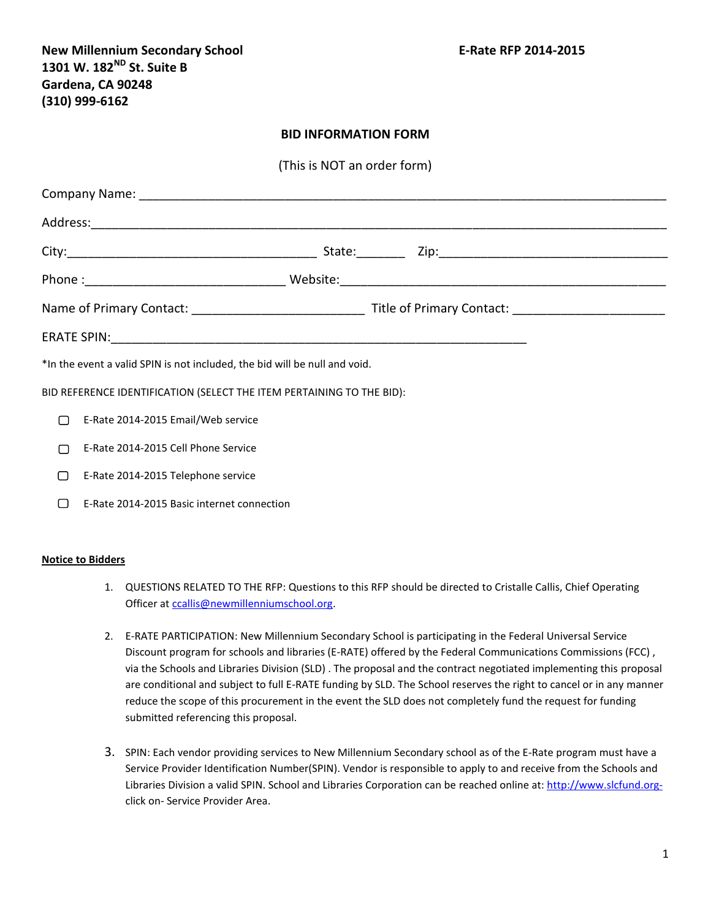**New Millennium Secondary School**
**1301 W. 182ND St. Suite B**
**Gardena, CA 90248**
**(310) 999-6162**

**E-Rate RFP 2014-2015**

## BID INFORMATION FORM

(This is NOT an order form)

Company Name: ______________________________________________________________________

Address:___________________________________________________________________________

City:___________________________________ State:_______ Zip:_________________________________

Phone :____________________________ Website:_____________________________________________

Name of Primary Contact: ________________________ Title of Primary Contact: _____________________

ERATE SPIN:__________________________________________________________

*In the event a valid SPIN is not included, the bid will be null and void.

BID REFERENCE IDENTIFICATION (SELECT THE ITEM PERTAINING TO THE BID):

- ☐ E-Rate 2014-2015 Email/Web service
- ☐ E-Rate 2014-2015 Cell Phone Service
- ☐ E-Rate 2014-2015 Telephone service
- ☐ E-Rate 2014-2015 Basic internet connection

**Notice to Bidders**

1. QUESTIONS RELATED TO THE RFP: Questions to this RFP should be directed to Cristalle Callis, Chief Operating Officer at ccallis@newmillenniumschool.org.
2. E-RATE PARTICIPATION: New Millennium Secondary School is participating in the Federal Universal Service Discount program for schools and libraries (E-RATE) offered by the Federal Communications Commissions (FCC) , via the Schools and Libraries Division (SLD) . The proposal and the contract negotiated implementing this proposal are conditional and subject to full E-RATE funding by SLD. The School reserves the right to cancel or in any manner reduce the scope of this procurement in the event the SLD does not completely fund the request for funding submitted referencing this proposal.
3. SPIN: Each vendor providing services to New Millennium Secondary school as of the E-Rate program must have a Service Provider Identification Number(SPIN). Vendor is responsible to apply to and receive from the Schools and Libraries Division a valid SPIN. School and Libraries Corporation can be reached online at: http://www.slcfund.org- click on- Service Provider Area.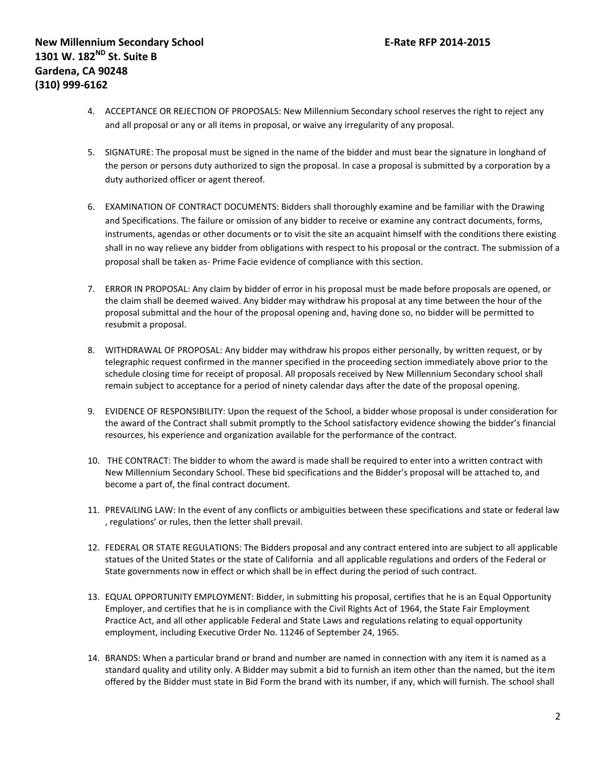4. ACCEPTANCE OR REJECTION OF PROPOSALS: New Millennium Secondary school reserves the right to reject any and all proposal or any or all items in proposal, or waive any irregularity of any proposal.

5. SIGNATURE: The proposal must be signed in the name of the bidder and must bear the signature in longhand of the person or persons duty authorized to sign the proposal. In case a proposal is submitted by a corporation by a duty authorized officer or agent thereof.

6. EXAMINATION OF CONTRACT DOCUMENTS: Bidders shall thoroughly examine and be familiar with the Drawing and Specifications. The failure or omission of any bidder to receive or examine any contract documents, forms, instruments, agendas or other documents or to visit the site an acquaint himself with the conditions there existing shall in no way relieve any bidder from obligations with respect to his proposal or the contract. The submission of a proposal shall be taken as- Prime Facie evidence of compliance with this section.

7. ERROR IN PROPOSAL: Any claim by bidder of error in his proposal must be made before proposals are opened, or the claim shall be deemed waived. Any bidder may withdraw his proposal at any time between the hour of the proposal submittal and the hour of the proposal opening and, having done so, no bidder will be permitted to resubmit a proposal.

8. WITHDRAWAL OF PROPOSAL: Any bidder may withdraw his propos either personally, by written request, or by telegraphic request confirmed in the manner specified in the proceeding section immediately above prior to the schedule closing time for receipt of proposal. All proposals received by New Millennium Secondary school shall remain subject to acceptance for a period of ninety calendar days after the date of the proposal opening.

9. EVIDENCE OF RESPONSIBILITY: Upon the request of the School, a bidder whose proposal is under consideration for the award of the Contract shall submit promptly to the School satisfactory evidence showing the bidder's financial resources, his experience and organization available for the performance of the contract.

10. THE CONTRACT: The bidder to whom the award is made shall be required to enter into a written contract with New Millennium Secondary School. These bid specifications and the Bidder's proposal will be attached to, and become a part of, the final contract document.

11. PREVAILING LAW: In the event of any conflicts or ambiguities between these specifications and state or federal law , regulations' or rules, then the letter shall prevail.

12. FEDERAL OR STATE REGULATIONS: The Bidders proposal and any contract entered into are subject to all applicable statues of the United States or the state of California and all applicable regulations and orders of the Federal or State governments now in effect or which shall be in effect during the period of such contract.

13. EQUAL OPPORTUNITY EMPLOYMENT: Bidder, in submitting his proposal, certifies that he is an Equal Opportunity Employer, and certifies that he is in compliance with the Civil Rights Act of 1964, the State Fair Employment Practice Act, and all other applicable Federal and State Laws and regulations relating to equal opportunity employment, including Executive Order No. 11246 of September 24, 1965.

14. BRANDS: When a particular brand or brand and number are named in connection with any item it is named as a standard quality and utility only. A Bidder may submit a bid to furnish an item other than the named, but the item offered by the Bidder must state in Bid Form the brand with its number, if any, which will furnish. The school shall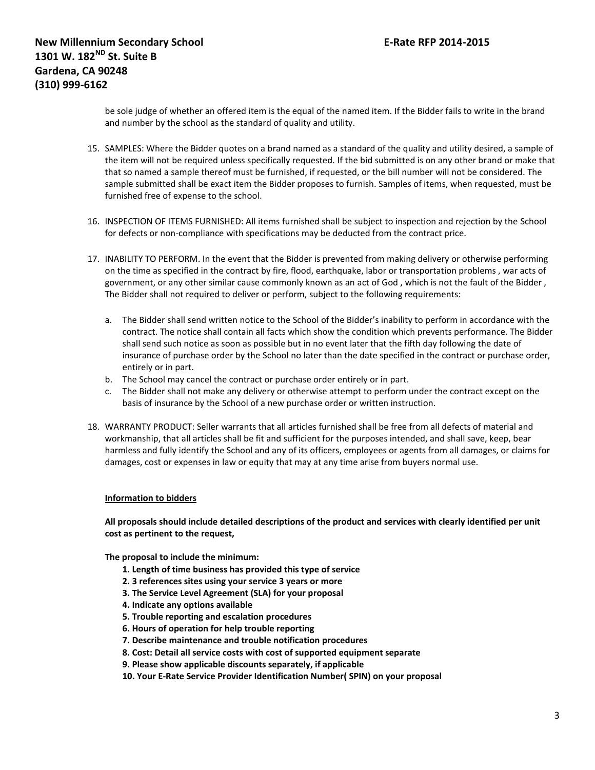be sole judge of whether an offered item is the equal of the named item. If the Bidder fails to write in the brand and number by the school as the standard of quality and utility.

15. SAMPLES: Where the Bidder quotes on a brand named as a standard of the quality and utility desired, a sample of the item will not be required unless specifically requested. If the bid submitted is on any other brand or make that that so named a sample thereof must be furnished, if requested, or the bill number will not be considered. The sample submitted shall be exact item the Bidder proposes to furnish. Samples of items, when requested, must be furnished free of expense to the school.

16. INSPECTION OF ITEMS FURNISHED: All items furnished shall be subject to inspection and rejection by the School for defects or non-compliance with specifications may be deducted from the contract price.

17. INABILITY TO PERFORM. In the event that the Bidder is prevented from making delivery or otherwise performing on the time as specified in the contract by fire, flood, earthquake, labor or transportation problems , war acts of government, or any other similar cause commonly known as an act of God , which is not the fault of the Bidder , The Bidder shall not required to deliver or perform, subject to the following requirements:

    a. The Bidder shall send written notice to the School of the Bidder's inability to perform in accordance with the contract. The notice shall contain all facts which show the condition which prevents performance. The Bidder shall send such notice as soon as possible but in no event later that the fifth day following the date of insurance of purchase order by the School no later than the date specified in the contract or purchase order, entirely or in part.
    b. The School may cancel the contract or purchase order entirely or in part.
    c. The Bidder shall not make any delivery or otherwise attempt to perform under the contract except on the basis of insurance by the School of a new purchase order or written instruction.

18. WARRANTY PRODUCT: Seller warrants that all articles furnished shall be free from all defects of material and workmanship, that all articles shall be fit and sufficient for the purposes intended, and shall save, keep, bear harmless and fully identify the School and any of its officers, employees or agents from all damages, or claims for damages, cost or expenses in law or equity that may at any time arise from buyers normal use.

**<u>Information to bidders</u>**

**All proposals should include detailed descriptions of the product and services with clearly identified per unit cost as pertinent to the request,**

**The proposal to include the minimum:**

1. **Length of time business has provided this type of service**
2. **3 references sites using your service 3 years or more**
3. **The Service Level Agreement (SLA) for your proposal**
4. **Indicate any options available**
5. **Trouble reporting and escalation procedures**
6. **Hours of operation for help trouble reporting**
7. **Describe maintenance and trouble notification procedures**
8. **Cost: Detail all service costs with cost of supported equipment separate**
9. **Please show applicable discounts separately, if applicable**
10. **Your E-Rate Service Provider Identification Number( SPIN) on your proposal**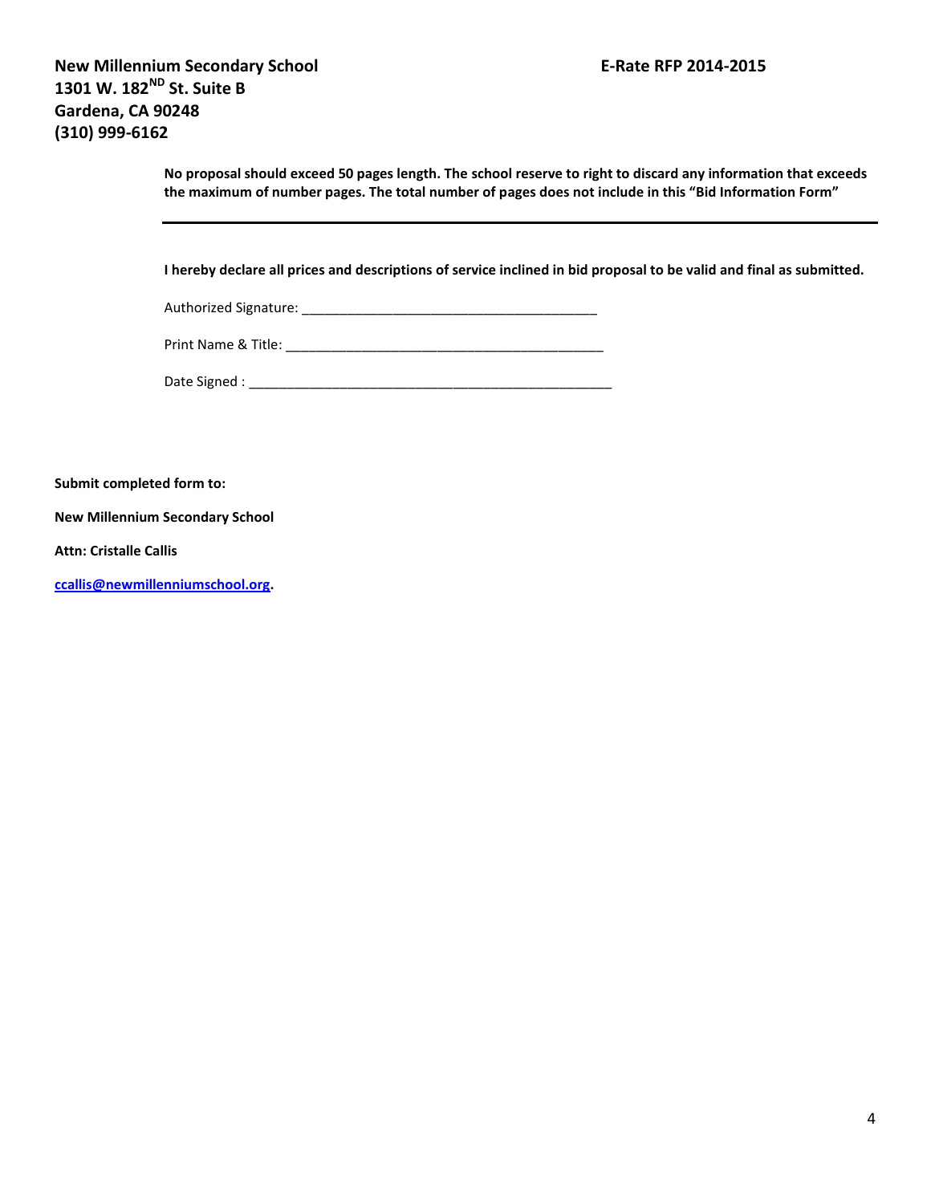**New Millennium Secondary School**
**1301 W. 182ND St. Suite B**
**Gardena, CA 90248**
**(310) 999-6162**

**E-Rate RFP 2014-2015**

**No proposal should exceed 50 pages length. The school reserve to right to discard any information that exceeds the maximum of number pages. The total number of pages does not include in this "Bid Information Form"**

---

**I hereby declare all prices and descriptions of service inclined in bid proposal to be valid and final as submitted.**

Authorized Signature: _______________________________________

Print Name & Title: __________________________________________

Date Signed : _______________________________________________

**Submit completed form to:**

**New Millennium Secondary School**

**Attn: Cristalle Callis**

**ccallis@newmillenniumschool.org.**